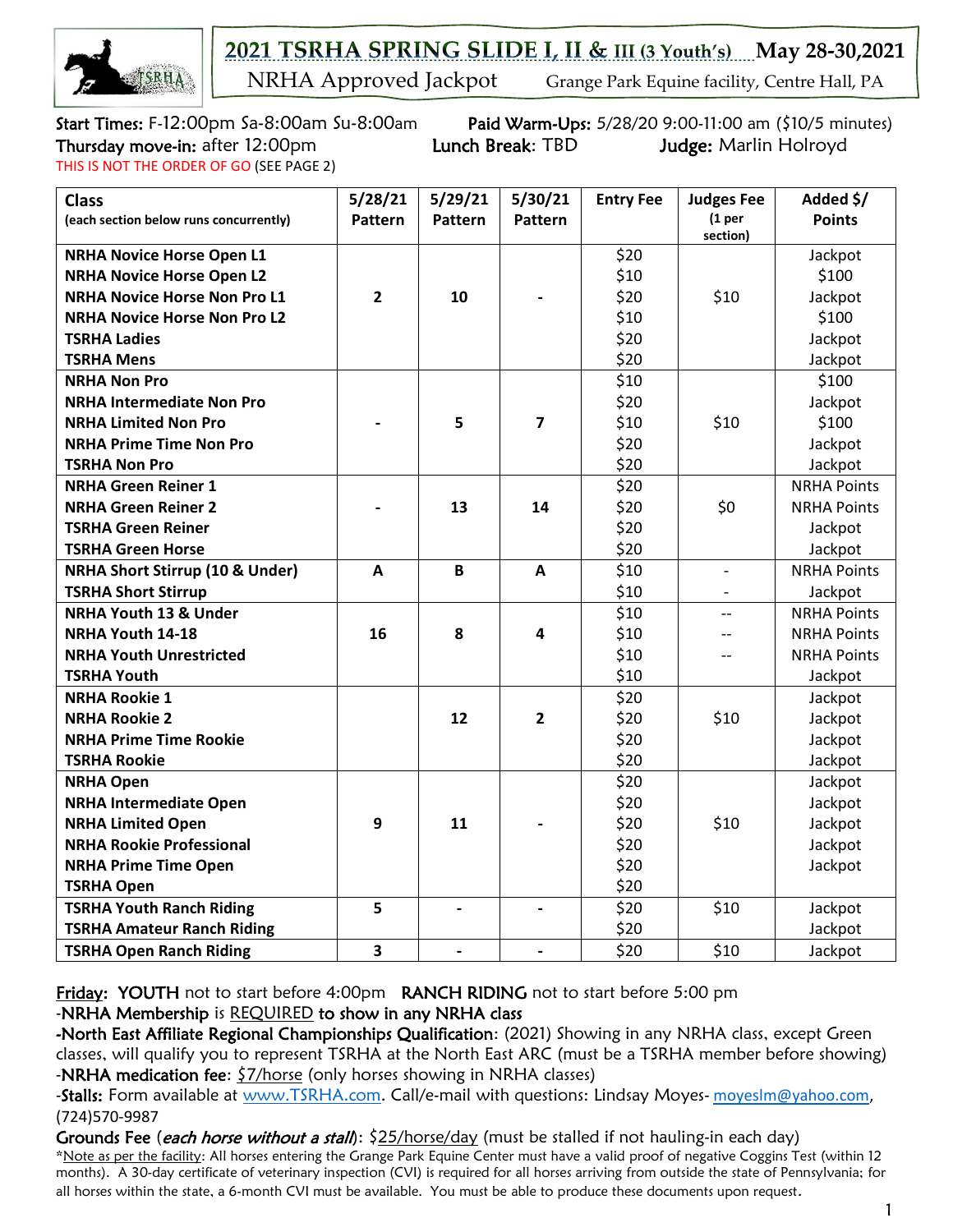# 2021 TSRHA SPRING SLIDE I, II & III (3 Youth's) May 28-30,2021

NRHA Approved Jackpot Grange Park Equine facility, Centre Hall, PA

**Start Times:** F-12:00pm Sa-8:00am Su-8:00am **Paid Warm-Ups:** 5/28/20 9:00-11:00 am ($10/5 minutes)
**Thursday move-in:** after 12:00pm **Lunch Break:** TBD **Judge:** Marlin Holroyd
THIS IS NOT THE ORDER OF GO (SEE PAGE 2)

| Class (each section below runs concurrently) | 5/28/21 Pattern | 5/29/21 Pattern | 5/30/21 Pattern | Entry Fee | Judges Fee (1 per section) | Added $/ Points |
|---|---|---|---|---|---|---|
| **NRHA Novice Horse Open L1** | 2 | 10 | - | $20 | $10 | Jackpot |
| **NRHA Novice Horse Open L2** | | | | $10 | | $100 |
| **NRHA Novice Horse Non Pro L1** | | | | $20 | | Jackpot |
| **NRHA Novice Horse Non Pro L2** | | | | $10 | | $100 |
| **TSRHA Ladies** | | | | $20 | | Jackpot |
| **TSRHA Mens** | | | | $20 | | Jackpot |
| **NRHA Non Pro** | - | 5 | 7 | $10 | $10 | $100 |
| **NRHA Intermediate Non Pro** | | | | $20 | | Jackpot |
| **NRHA Limited Non Pro** | | | | $10 | | $100 |
| **NRHA Prime Time Non Pro** | | | | $20 | | Jackpot |
| **TSRHA Non Pro** | | | | $20 | | Jackpot |
| **NRHA Green Reiner 1** | - | 13 | 14 | $20 | $0 | NRHA Points |
| **NRHA Green Reiner 2** | | | | $20 | | NRHA Points |
| **TSRHA Green Reiner** | | | | $20 | | Jackpot |
| **TSRHA Green Horse** | | | | $20 | | Jackpot |
| **NRHA Short Stirrup (10 & Under)** | A | B | A | $10 | - | NRHA Points |
| **TSRHA Short Stirrup** | | | | $10 | - | Jackpot |
| **NRHA Youth 13 & Under** | 16 | 8 | 4 | $10 | -- | NRHA Points |
| **NRHA Youth 14-18** | | | | $10 | -- | NRHA Points |
| **NRHA Youth Unrestricted** | | | | $10 | -- | NRHA Points |
| **TSRHA Youth** | | | | $10 | | Jackpot |
| **NRHA Rookie 1** | | 12 | 2 | $20 | $10 | Jackpot |
| **NRHA Rookie 2** | | | | $20 | | Jackpot |
| **NRHA Prime Time Rookie** | | | | $20 | | Jackpot |
| **TSRHA Rookie** | | | | $20 | | Jackpot |
| **NRHA Open** | 9 | 11 | - | $20 | $10 | Jackpot |
| **NRHA Intermediate Open** | | | | $20 | | Jackpot |
| **NRHA Limited Open** | | | | $20 | | Jackpot |
| **NRHA Rookie Professional** | | | | $20 | | Jackpot |
| **NRHA Prime Time Open** | | | | $20 | | Jackpot |
| **TSRHA Open** | | | | $20 | | |
| **TSRHA Youth Ranch Riding** | 5 | - | - | $20 | $10 | Jackpot |
| **TSRHA Amateur Ranch Riding** | | | | $20 | | Jackpot |
| **TSRHA Open Ranch Riding** | 3 | - | - | $20 | $10 | Jackpot |

Friday: YOUTH not to start before 4:00pm RANCH RIDING not to start before 5:00 pm

-NRHA Membership is REQUIRED to show in any NRHA class

-North East Affiliate Regional Championships Qualification: (2021) Showing in any NRHA class, except Green classes, will qualify you to represent TSRHA at the North East ARC (must be a TSRHA member before showing)

-NRHA medication fee: $7/horse (only horses showing in NRHA classes)

-Stalls: Form available at www.TSRHA.com. Call/e-mail with questions: Lindsay Moyes- moyeslm@yahoo.com, (724)570-9987

Grounds Fee (*each horse without a stall*): $25/horse/day (must be stalled if not hauling-in each day)

*Note as per the facility: All horses entering the Grange Park Equine Center must have a valid proof of negative Coggins Test (within 12 months). A 30-day certificate of veterinary inspection (CVI) is required for all horses arriving from outside the state of Pennsylvania; for all horses within the state, a 6-month CVI must be available. You must be able to produce these documents upon request.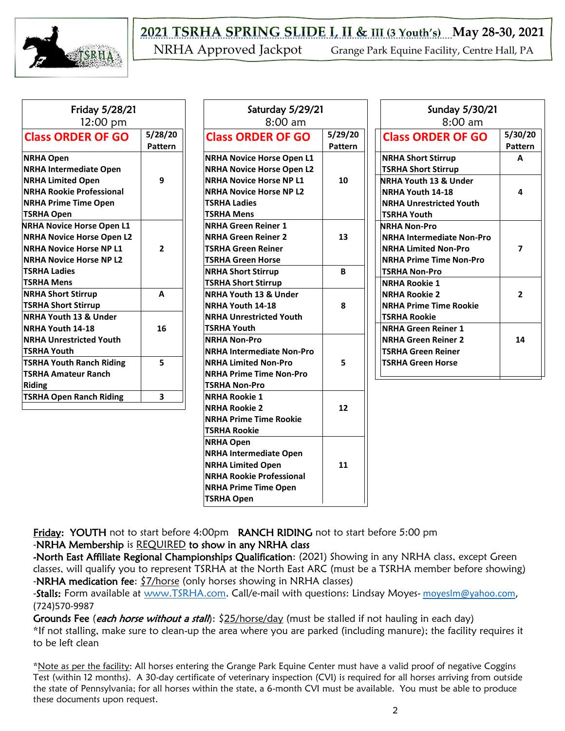# 2021 TSRHA SPRING SLIDE I, II & III (3 Youth's) May 28-30, 2021

NRHA Approved Jackpot — Grange Park Equine Facility, Centre Hall, PA

## Friday 5/28/21
12:00 pm

| Class ORDER OF GO | 5/28/20 Pattern |
|---|---|
| NRHA Open<br>NRHA Intermediate Open<br>NRHA Limited Open<br>NRHA Rookie Professional<br>NRHA Prime Time Open<br>TSRHA Open | 9 |
| NRHA Novice Horse Open L1<br>NRHA Novice Horse Open L2<br>NRHA Novice Horse NP L1<br>NRHA Novice Horse NP L2<br>TSRHA Ladies<br>TSRHA Mens | 2 |
| NRHA Short Stirrup<br>TSRHA Short Stirrup | A |
| NRHA Youth 13 & Under<br>NRHA Youth 14-18<br>NRHA Unrestricted Youth<br>TSRHA Youth | 16 |
| TSRHA Youth Ranch Riding<br>TSRHA Amateur Ranch Riding | 5 |
| TSRHA Open Ranch Riding | 3 |

## Saturday 5/29/21
8:00 am

| Class ORDER OF GO | 5/29/20 Pattern |
|---|---|
| NRHA Novice Horse Open L1<br>NRHA Novice Horse Open L2<br>NRHA Novice Horse NP L1<br>NRHA Novice Horse NP L2<br>TSRHA Ladies<br>TSRHA Mens | 10 |
| NRHA Green Reiner 1<br>NRHA Green Reiner 2<br>TSRHA Green Reiner<br>TSRHA Green Horse | 13 |
| NRHA Short Stirrup<br>TSRHA Short Stirrup | B |
| NRHA Youth 13 & Under<br>NRHA Youth 14-18<br>NRHA Unrestricted Youth<br>TSRHA Youth | 8 |
| NRHA Non-Pro<br>NRHA Intermediate Non-Pro<br>NRHA Limited Non-Pro<br>NRHA Prime Time Non-Pro<br>TSRHA Non-Pro | 5 |
| NRHA Rookie 1<br>NRHA Rookie 2<br>NRHA Prime Time Rookie<br>TSRHA Rookie | 12 |
| NRHA Open<br>NRHA Intermediate Open<br>NRHA Limited Open<br>NRHA Rookie Professional<br>NRHA Prime Time Open<br>TSRHA Open | 11 |

## Sunday 5/30/21
8:00 am

| Class ORDER OF GO | 5/30/20 Pattern |
|---|---|
| NRHA Short Stirrup<br>TSRHA Short Stirrup | A |
| NRHA Youth 13 & Under<br>NRHA Youth 14-18<br>NRHA Unrestricted Youth<br>TSRHA Youth | 4 |
| NRHA Non-Pro<br>NRHA Intermediate Non-Pro<br>NRHA Limited Non-Pro<br>NRHA Prime Time Non-Pro<br>TSRHA Non-Pro | 7 |
| NRHA Rookie 1<br>NRHA Rookie 2<br>NRHA Prime Time Rookie<br>TSRHA Rookie | 2 |
| NRHA Green Reiner 1<br>NRHA Green Reiner 2<br>TSRHA Green Reiner<br>TSRHA Green Horse | 14 |

Friday: **YOUTH** not to start before 4:00pm **RANCH RIDING** not to start before 5:00 pm

-**NRHA Membership** is REQUIRED **to show in any NRHA class**

-**North East Affiliate Regional Championships Qualification**: (2021) Showing in any NRHA class, except Green classes, will qualify you to represent TSRHA at the North East ARC (must be a TSRHA member before showing)

-**NRHA medication fee**: $7/horse (only horses showing in NRHA classes)

-**Stalls:** Form available at www.TSRHA.com. Call/e-mail with questions: Lindsay Moyes- moyeslm@yahoo.com, (724)570-9987

**Grounds Fee** (*each horse without a stall*): $25/horse/day (must be stalled if not hauling in each day)

*If not stalling, make sure to clean-up the area where you are parked (including manure); the facility requires it to be left clean

*Note as per the facility: All horses entering the Grange Park Equine Center must have a valid proof of negative Coggins Test (within 12 months). A 30-day certificate of veterinary inspection (CVI) is required for all horses arriving from outside the state of Pennsylvania; for all horses within the state, a 6-month CVI must be available. You must be able to produce these documents upon request.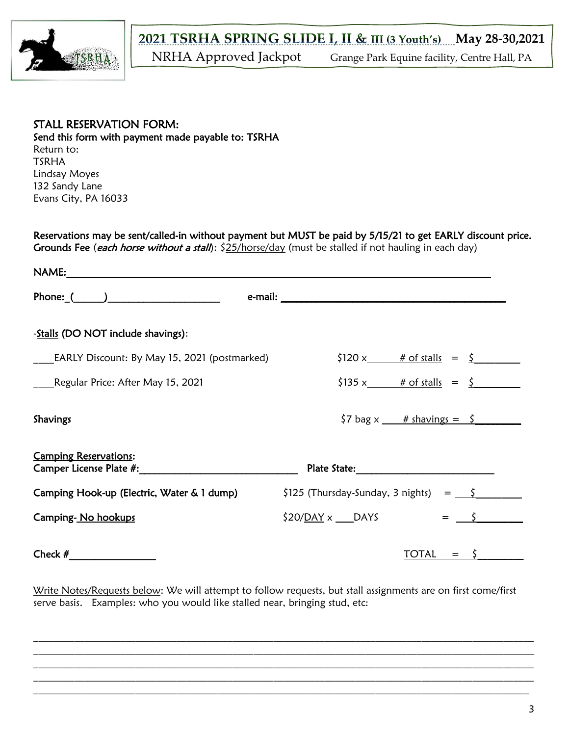**2021 TSRHA SPRING SLIDE I, II & III (3 Youth's) May 28-30,2021**
NRHA Approved Jackpot Grange Park Equine facility, Centre Hall, PA

## STALL RESERVATION FORM:

**Send this form with payment made payable to: TSRHA**

Return to:
TSRHA
Lindsay Moyes
132 Sandy Lane
Evans City, PA 16033

**Reservations may be sent/called-in without payment but MUST be paid by 5/15/21 to get EARLY discount price.**
**Grounds Fee** (*each horse without a stall*): $25/horse/day (must be stalled if not hauling in each day)

**NAME:**______________________________________________________________________

**Phone:**_(_____)____________________ **e-mail:** ________________________________________

-**Stalls (DO NOT include shavings)**:

____EARLY Discount: By May 15, 2021 (postmarked) $120 x______ # of stalls = $________

____Regular Price: After May 15, 2021 $135 x______ # of stalls = $________

**Shavings** $7 bag x ____ # shavings = $________

**Camping Reservations:**
**Camper License Plate #:**____________________________ **Plate State:**________________________

**Camping Hook-up (Electric, Water & 1 dump)** $125 (Thursday-Sunday, 3 nights) = $________

**Camping- No hookups** $20/DAY x ___DAYS = $________

**Check #**_______________ TOTAL = $________

Write Notes/Requests below: We will attempt to follow requests, but stall assignments are on first come/first serve basis. Examples: who you would like stalled near, bringing stud, etc:

_____________________________________________________________________________________
_____________________________________________________________________________________
_____________________________________________________________________________________
_____________________________________________________________________________________
_____________________________________________________________________________________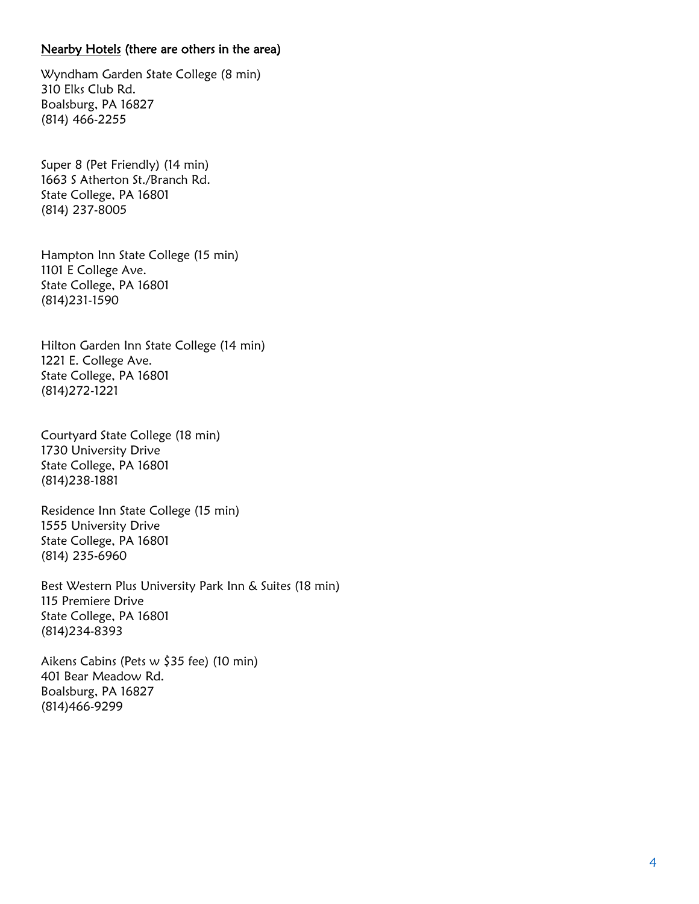<u>Nearby Hotels</u> **(there are others in the area)**

Wyndham Garden State College (8 min)
310 Elks Club Rd.
Boalsburg, PA 16827
(814) 466-2255

Super 8 (Pet Friendly) (14 min)
1663 S Atherton St./Branch Rd.
State College, PA 16801
(814) 237-8005

Hampton Inn State College (15 min)
1101 E College Ave.
State College, PA 16801
(814)231-1590

Hilton Garden Inn State College (14 min)
1221 E. College Ave.
State College, PA 16801
(814)272-1221

Courtyard State College (18 min)
1730 University Drive
State College, PA 16801
(814)238-1881

Residence Inn State College (15 min)
1555 University Drive
State College, PA 16801
(814) 235-6960

Best Western Plus University Park Inn & Suites (18 min)
115 Premiere Drive
State College, PA 16801
(814)234-8393

Aikens Cabins (Pets w $35 fee) (10 min)
401 Bear Meadow Rd.
Boalsburg, PA 16827
(814)466-9299